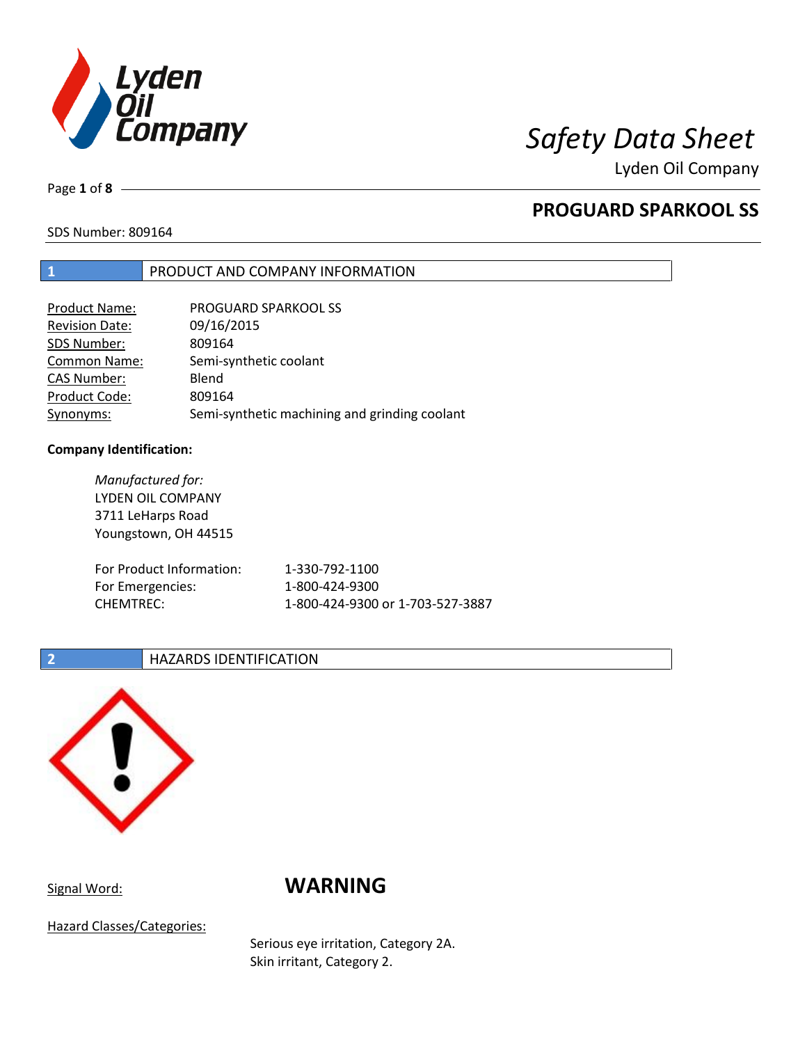# Safety Data Sheet

Lyden Oil Company

## PROGUARD SPARKOOL SS

SDS Number: 809164

## 1 PRODUCT AND COMPANY INFORMATION

| | |
|---|---|
| Product Name: | PROGUARD SPARKOOL SS |
| Revision Date: | 09/16/2015 |
| SDS Number: | 809164 |
| Common Name: | Semi-synthetic coolant |
| CAS Number: | Blend |
| Product Code: | 809164 |
| Synonyms: | Semi-synthetic machining and grinding coolant |

**Company Identification:**

*Manufactured for:*
LYDEN OIL COMPANY
3711 LeHarps Road
Youngstown, OH 44515

| | |
|---|---|
| For Product Information: | 1-330-792-1100 |
| For Emergencies: | 1-800-424-9300 |
| CHEMTREC: | 1-800-424-9300 or 1-703-527-3887 |

## 2 HAZARDS IDENTIFICATION

Signal Word: **WARNING**

Hazard Classes/Categories:

Serious eye irritation, Category 2A.
Skin irritant, Category 2.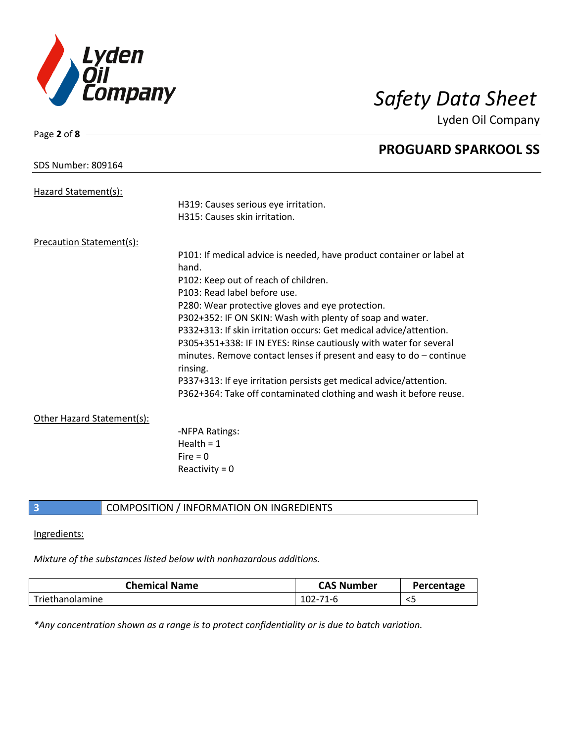Hazard Statement(s):

H319: Causes serious eye irritation.
H315: Causes skin irritation.

Precaution Statement(s):

P101: If medical advice is needed, have product container or label at hand.
P102: Keep out of reach of children.
P103: Read label before use.
P280: Wear protective gloves and eye protection.
P302+352: IF ON SKIN: Wash with plenty of soap and water.
P332+313: If skin irritation occurs: Get medical advice/attention.
P305+351+338: IF IN EYES: Rinse cautiously with water for several minutes. Remove contact lenses if present and easy to do – continue rinsing.
P337+313: If eye irritation persists get medical advice/attention.
P362+364: Take off contaminated clothing and wash it before reuse.

Other Hazard Statement(s):

-NFPA Ratings:
Health = 1
Fire = 0
Reactivity = 0

## 3 COMPOSITION / INFORMATION ON INGREDIENTS

Ingredients:

*Mixture of the substances listed below with nonhazardous additions.*

| Chemical Name | CAS Number | Percentage |
|---|---|---|
| Triethanolamine | 102-71-6 | <5 |

*\*Any concentration shown as a range is to protect confidentiality or is due to batch variation.*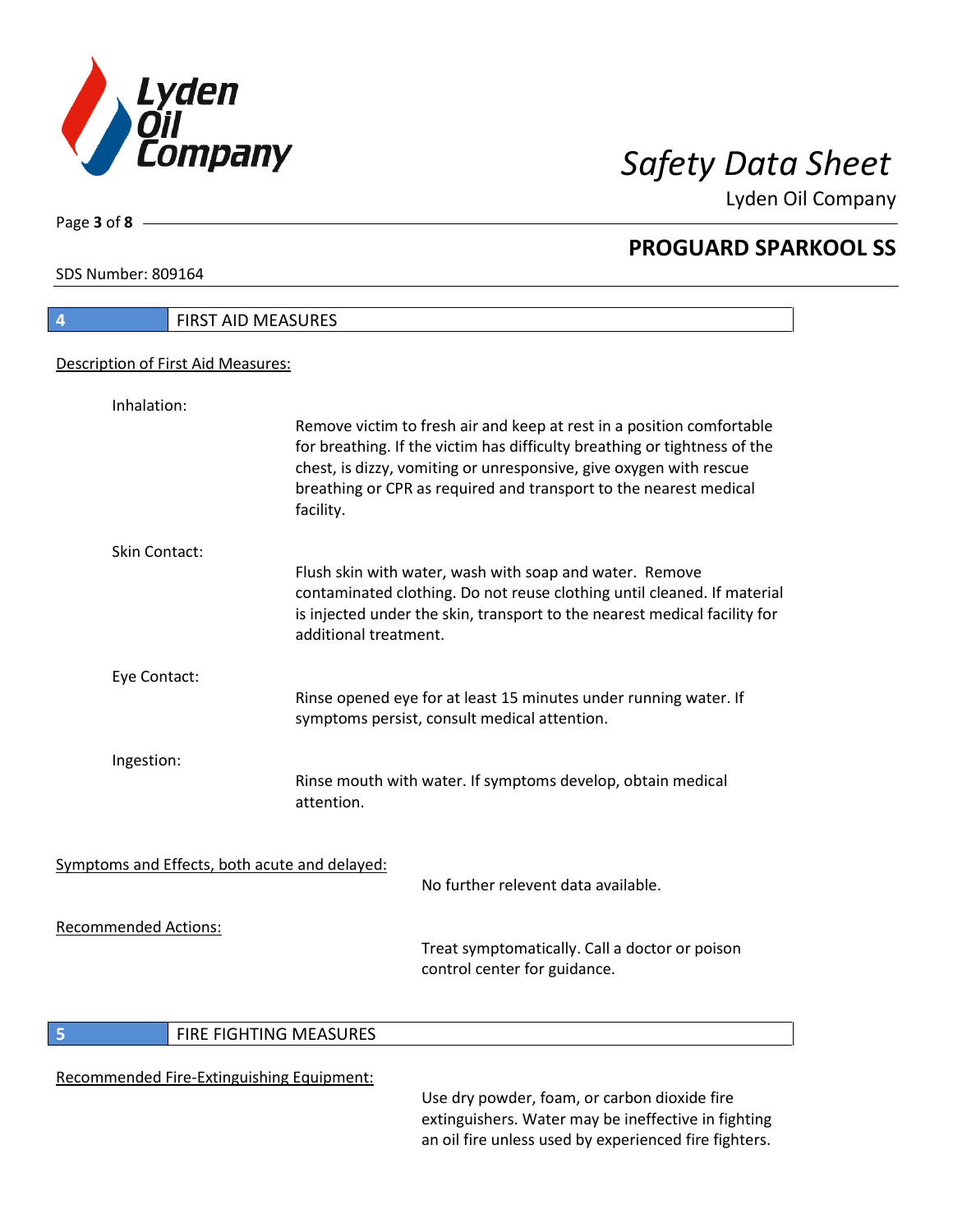## 4 FIRST AID MEASURES

### Description of First Aid Measures:

**Inhalation:**

Remove victim to fresh air and keep at rest in a position comfortable for breathing. If the victim has difficulty breathing or tightness of the chest, is dizzy, vomiting or unresponsive, give oxygen with rescue breathing or CPR as required and transport to the nearest medical facility.

**Skin Contact:**

Flush skin with water, wash with soap and water. Remove contaminated clothing. Do not reuse clothing until cleaned. If material is injected under the skin, transport to the nearest medical facility for additional treatment.

**Eye Contact:**

Rinse opened eye for at least 15 minutes under running water. If symptoms persist, consult medical attention.

**Ingestion:**

Rinse mouth with water. If symptoms develop, obtain medical attention.

### Symptoms and Effects, both acute and delayed:

No further relevent data available.

### Recommended Actions:

Treat symptomatically. Call a doctor or poison control center for guidance.

## 5 FIRE FIGHTING MEASURES

### Recommended Fire-Extinguishing Equipment:

Use dry powder, foam, or carbon dioxide fire extinguishers. Water may be ineffective in fighting an oil fire unless used by experienced fire fighters.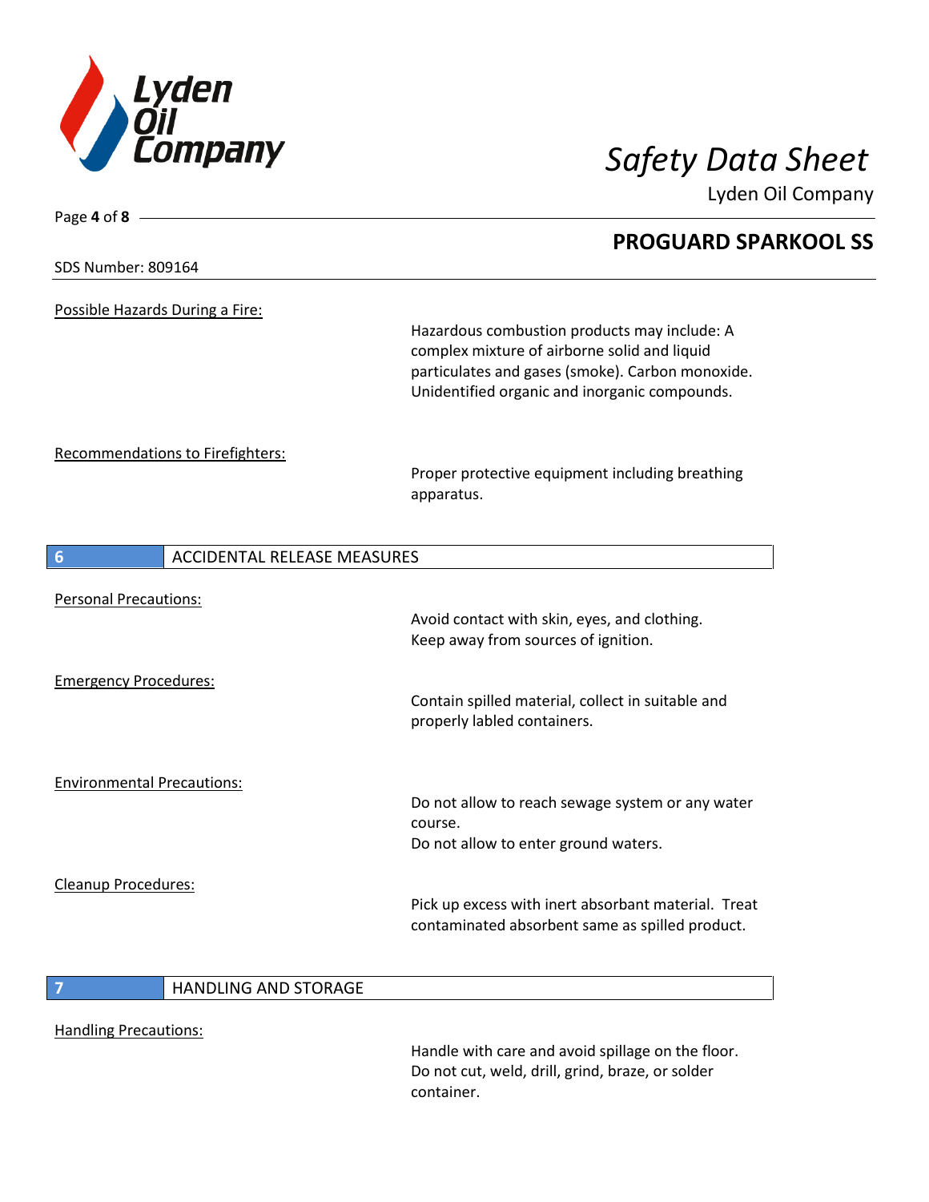Possible Hazards During a Fire:

Hazardous combustion products may include: A complex mixture of airborne solid and liquid particulates and gases (smoke). Carbon monoxide. Unidentified organic and inorganic compounds.

Recommendations to Firefighters:

Proper protective equipment including breathing apparatus.

## 6 ACCIDENTAL RELEASE MEASURES

Personal Precautions:

Avoid contact with skin, eyes, and clothing.
Keep away from sources of ignition.

Emergency Procedures:

Contain spilled material, collect in suitable and properly labled containers.

Environmental Precautions:

Do not allow to reach sewage system or any water course.
Do not allow to enter ground waters.

Cleanup Procedures:

Pick up excess with inert absorbant material. Treat contaminated absorbent same as spilled product.

## 7 HANDLING AND STORAGE

Handling Precautions:

Handle with care and avoid spillage on the floor.
Do not cut, weld, drill, grind, braze, or solder container.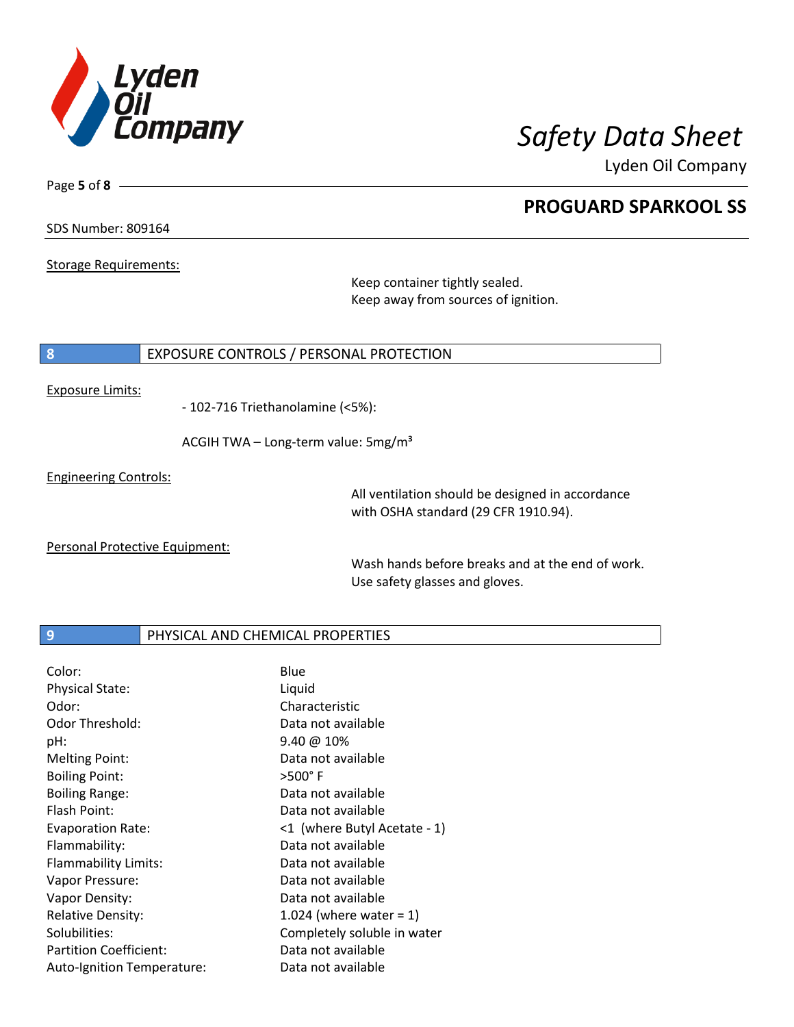SDS Number: 809164

## PROGUARD SPARKOOL SS

Storage Requirements:

Keep container tightly sealed.
Keep away from sources of ignition.

## 8 EXPOSURE CONTROLS / PERSONAL PROTECTION

Exposure Limits:

- 102-716 Triethanolamine (<5%):

ACGIH TWA – Long-term value: 5mg/m³

Engineering Controls:

All ventilation should be designed in accordance with OSHA standard (29 CFR 1910.94).

Personal Protective Equipment:

Wash hands before breaks and at the end of work.
Use safety glasses and gloves.

## 9 PHYSICAL AND CHEMICAL PROPERTIES

| | |
|---|---|
| Color: | Blue |
| Physical State: | Liquid |
| Odor: | Characteristic |
| Odor Threshold: | Data not available |
| pH: | 9.40 @ 10% |
| Melting Point: | Data not available |
| Boiling Point: | >500° F |
| Boiling Range: | Data not available |
| Flash Point: | Data not available |
| Evaporation Rate: | <1 (where Butyl Acetate - 1) |
| Flammability: | Data not available |
| Flammability Limits: | Data not available |
| Vapor Pressure: | Data not available |
| Vapor Density: | Data not available |
| Relative Density: | 1.024 (where water = 1) |
| Solubilities: | Completely soluble in water |
| Partition Coefficient: | Data not available |
| Auto-Ignition Temperature: | Data not available |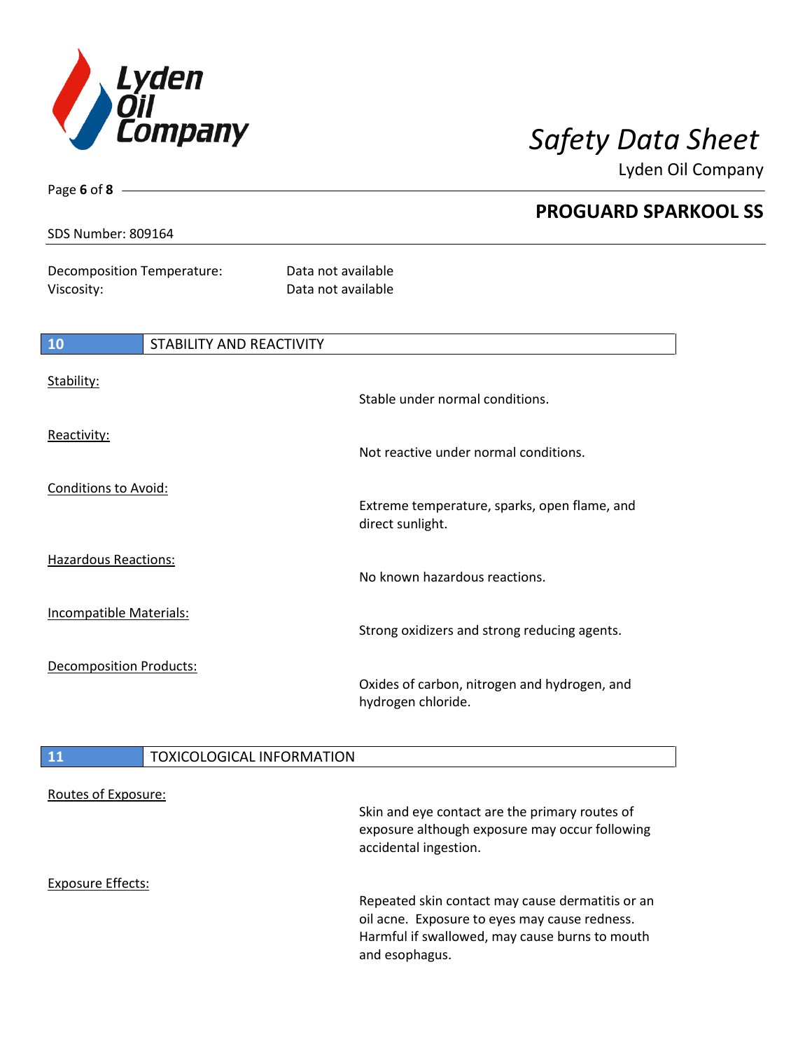| | |
|---|---|
| Decomposition Temperature: | Data not available |
| Viscosity: | Data not available |

## 10 STABILITY AND REACTIVITY

**Stability:**
Stable under normal conditions.

**Reactivity:**
Not reactive under normal conditions.

**Conditions to Avoid:**
Extreme temperature, sparks, open flame, and direct sunlight.

**Hazardous Reactions:**
No known hazardous reactions.

**Incompatible Materials:**
Strong oxidizers and strong reducing agents.

**Decomposition Products:**
Oxides of carbon, nitrogen and hydrogen, and hydrogen chloride.

## 11 TOXICOLOGICAL INFORMATION

**Routes of Exposure:**
Skin and eye contact are the primary routes of exposure although exposure may occur following accidental ingestion.

**Exposure Effects:**
Repeated skin contact may cause dermatitis or an oil acne. Exposure to eyes may cause redness. Harmful if swallowed, may cause burns to mouth and esophagus.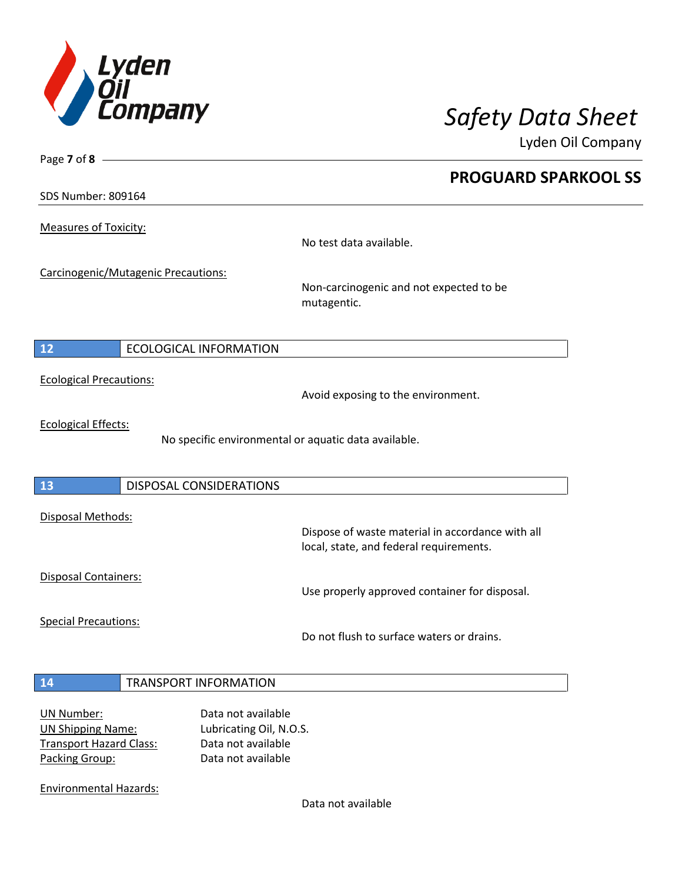Measures of Toxicity:

No test data available.

Carcinogenic/Mutagenic Precautions:

Non-carcinogenic and not expected to be mutagentic.

## 12 ECOLOGICAL INFORMATION

Ecological Precautions:

Avoid exposing to the environment.

Ecological Effects:

No specific environmental or aquatic data available.

## 13 DISPOSAL CONSIDERATIONS

Disposal Methods:

Dispose of waste material in accordance with all local, state, and federal requirements.

Disposal Containers:

Use properly approved container for disposal.

Special Precautions:

Do not flush to surface waters or drains.

## 14 TRANSPORT INFORMATION

UN Number: Data not available
UN Shipping Name: Lubricating Oil, N.O.S.
Transport Hazard Class: Data not available
Packing Group: Data not available

Environmental Hazards:

Data not available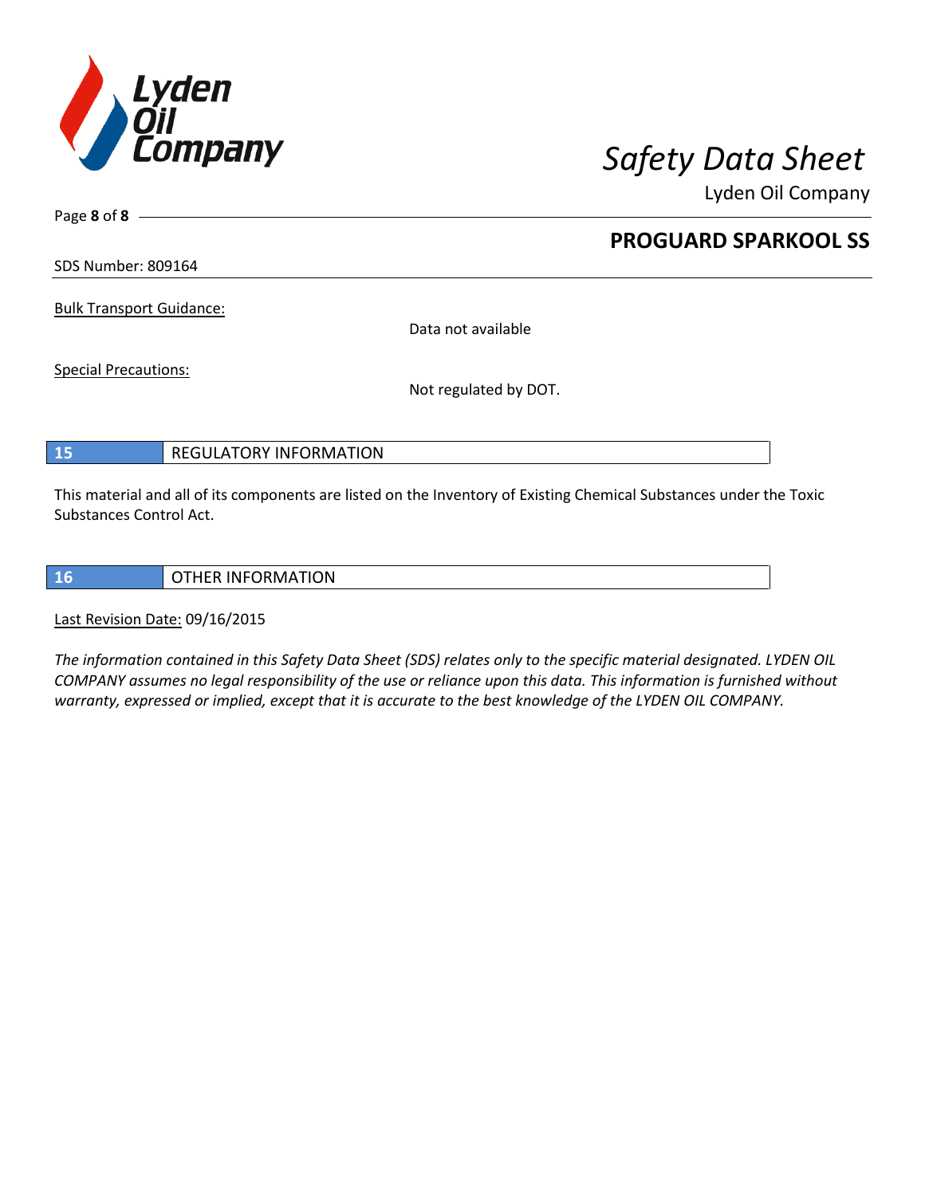Bulk Transport Guidance:

Data not available

Special Precautions:

Not regulated by DOT.

## 15 REGULATORY INFORMATION

This material and all of its components are listed on the Inventory of Existing Chemical Substances under the Toxic Substances Control Act.

## 16 OTHER INFORMATION

Last Revision Date: 09/16/2015

*The information contained in this Safety Data Sheet (SDS) relates only to the specific material designated. LYDEN OIL COMPANY assumes no legal responsibility of the use or reliance upon this data. This information is furnished without warranty, expressed or implied, except that it is accurate to the best knowledge of the LYDEN OIL COMPANY.*